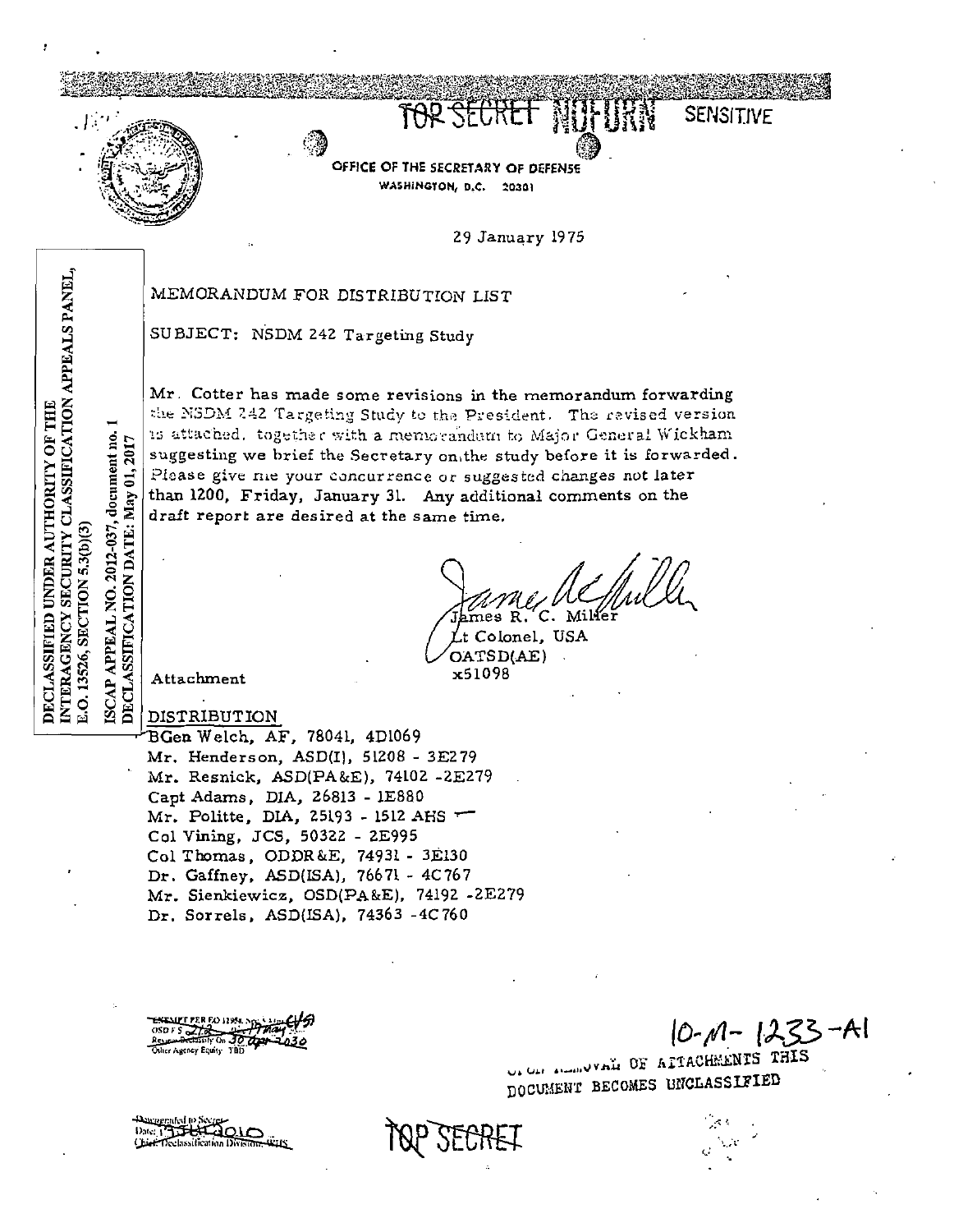TOP SECRET NOFORN SENSITIVE

OFFICE OF THE SECRETARY OF DEFENSE
WASHINGTON, D.C. 20301

29 January 1975

DECLASSIFIED UNDER AUTHORITY OF THE INTERAGENCY SECURITY CLASSIFICATION APPEALS PANEL, E.O. 13526, SECTION 5.3(b)(3)

ISCAP APPEAL NO. 2012-037, document no. 1
DECLASSIFICATION DATE: May 01, 2017

MEMORANDUM FOR DISTRIBUTION LIST

SUBJECT: NSDM 242 Targeting Study

Mr. Cotter has made some revisions in the memorandum forwarding the NSDM 242 Targeting Study to the President. The revised version is attached, together with a memorandum to Major General Wickham suggesting we brief the Secretary on the study before it is forwarded. Please give me your concurrence or suggested changes not later than 1200, Friday, January 31. Any additional comments on the draft report are desired at the same time.

James R. C. Miller
Lt Colonel, USA
OATSD(AE)
x51098

Attachment

DISTRIBUTION
BGen Welch, AF, 78041, 4D1069
Mr. Henderson, ASD(I), 51208 - 3E279
Mr. Resnick, ASD(PA&E), 74102 -2E279
Capt Adams, DIA, 26813 - 1E880
Mr. Politte, DIA, 25193 - 1512 AHS
Col Vining, JCS, 50322 - 2E995
Col Thomas, ODDR&E, 74931 - 3E130
Dr. Gaffney, ASD(ISA), 76671 - 4C767
Mr. Sienkiewicz, OSD(PA&E), 74192 -2E279
Dr. Sorrels, ASD(ISA), 74363 -4C760

EXEMPT PER EO 11958, Sec (5)
OSD FS 219 Date 19 May
Review Declassify On 30 Apr 2030
Other Agency Equity TBD

10-M-1233-A1

UPON REMOVAL OF ATTACHMENTS THIS DOCUMENT BECOMES UNCLASSIFIED

Downgraded to Secret
Date: 13 JUL 2010
Chief, Declassification Division, WHS

TOP SECRET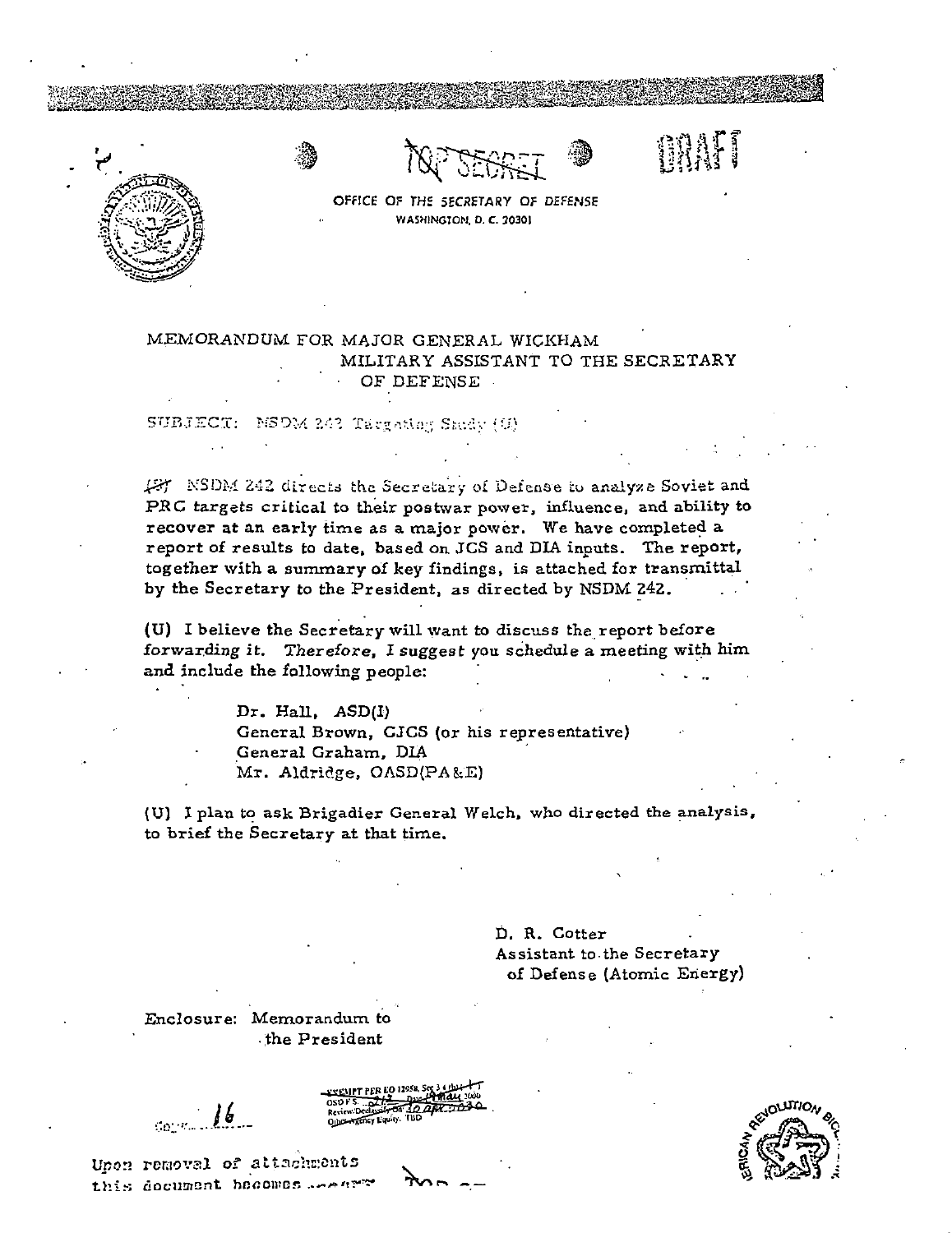TOP SECRET

DRAFT

OFFICE OF THE SECRETARY OF DEFENSE
WASHINGTON, D. C. 20301

MEMORANDUM FOR MAJOR GENERAL WICKHAM
MILITARY ASSISTANT TO THE SECRETARY
OF DEFENSE

SUBJECT: NSDM 242 Targeting Study (U)

(S) NSDM 242 directs the Secretary of Defense to analyze Soviet and PRC targets critical to their postwar power, influence, and ability to recover at an early time as a major power. We have completed a report of results to date, based on JCS and DIA inputs. The report, together with a summary of key findings, is attached for transmittal by the Secretary to the President, as directed by NSDM 242.

(U) I believe the Secretary will want to discuss the report before forwarding it. Therefore, I suggest you schedule a meeting with him and include the following people:

Dr. Hall, ASD(I)
General Brown, CJCS (or his representative)
General Graham, DIA
Mr. Aldridge, OASD(PA&E)

(U) I plan to ask Brigadier General Welch, who directed the analysis, to brief the Secretary at that time.

D. R. Cotter
Assistant to the Secretary
of Defense (Atomic Energy)

Enclosure: Memorandum to
the President

Copy 16

EXEMPT PER EO 12958, Sec 3.4 (b)
OSD FS. 212 Date: 19 May 2000
Review/Declassify On: 30 Apr 2030
Other Agency Equity: TBD

Upon removal of attachments
this document becomes ...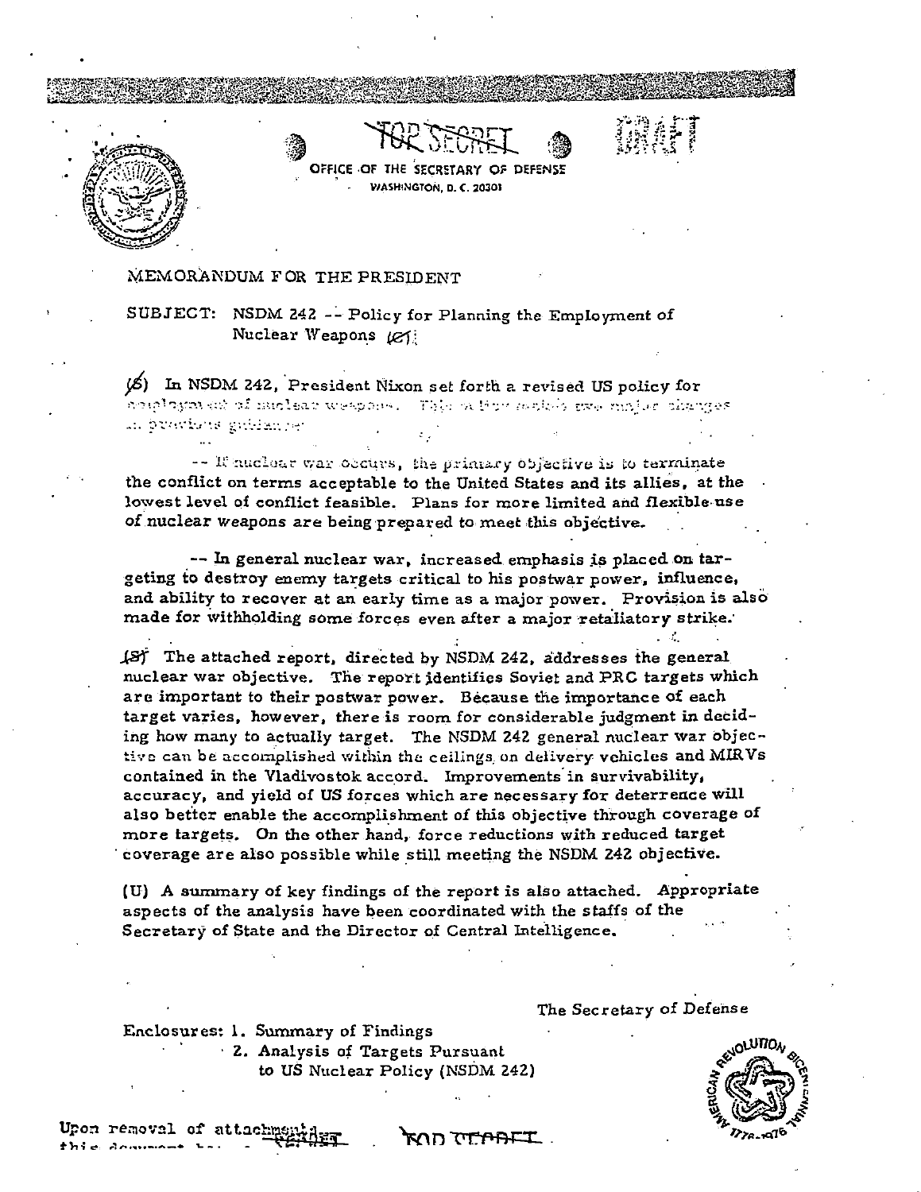TOP SECRET

DRAFT

OFFICE OF THE SECRETARY OF DEFENSE
WASHINGTON, D. C. 20301

MEMORANDUM FOR THE PRESIDENT

SUBJECT: NSDM 242 -- Policy for Planning the Employment of Nuclear Weapons (S)

(S) In NSDM 242, President Nixon set forth a revised US policy for employment of nuclear weapons. This policy made two major changes in previous guidance:

-- If nuclear war occurs, the primary objective is to terminate the conflict on terms acceptable to the United States and its allies, at the lowest level of conflict feasible. Plans for more limited and flexible use of nuclear weapons are being prepared to meet this objective.

-- In general nuclear war, increased emphasis is placed on targeting to destroy enemy targets critical to his postwar power, influence, and ability to recover at an early time as a major power. Provision is also made for withholding some forces even after a major retaliatory strike.

(S) The attached report, directed by NSDM 242, addresses the general nuclear war objective. The report identifies Soviet and PRC targets which are important to their postwar power. Because the importance of each target varies, however, there is room for considerable judgment in deciding how many to actually target. The NSDM 242 general nuclear war objective can be accomplished within the ceilings on delivery vehicles and MIRVs contained in the Vladivostok accord. Improvements in survivability, accuracy, and yield of US forces which are necessary for deterrence will also better enable the accomplishment of this objective through coverage of more targets. On the other hand, force reductions with reduced target coverage are also possible while still meeting the NSDM 242 objective.

(U) A summary of key findings of the report is also attached. Appropriate aspects of the analysis have been coordinated with the staffs of the Secretary of State and the Director of Central Intelligence.

The Secretary of Defense

Enclosures: 1. Summary of Findings
2. Analysis of Targets Pursuant to US Nuclear Policy (NSDM 242)

Upon removal of attachments this document be... SECRET

TOP SECRET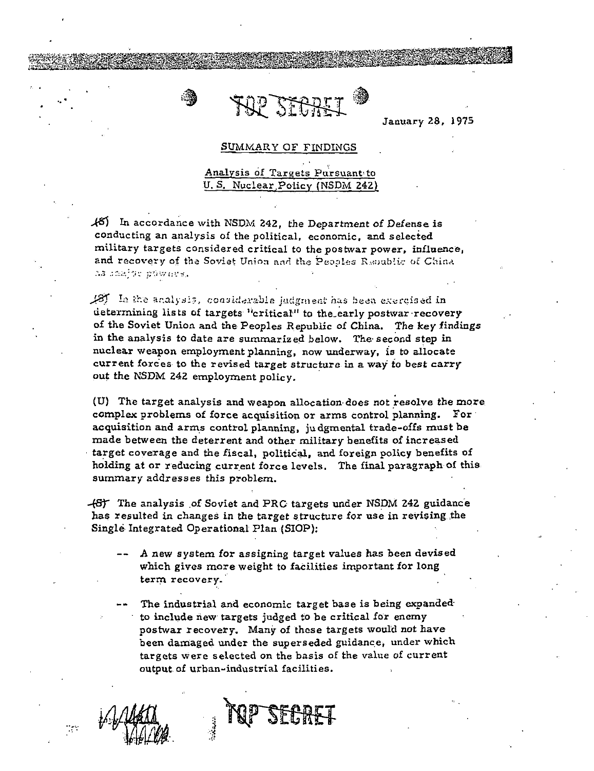TOP SECRET

January 28, 1975

SUMMARY OF FINDINGS

Analysis of Targets Pursuant to U.S. Nuclear Policy (NSDM 242)

(S) In accordance with NSDM 242, the Department of Defense is conducting an analysis of the political, economic, and selected military targets considered critical to the postwar power, influence, and recovery of the Soviet Union and the Peoples Republic of China as major powers.

(S) In the analysis, considerable judgment has been exercised in determining lists of targets "critical" to the early postwar recovery of the Soviet Union and the Peoples Republic of China. The key findings in the analysis to date are summarized below. The second step in nuclear weapon employment planning, now underway, is to allocate current forces to the revised target structure in a way to best carry out the NSDM 242 employment policy.

(U) The target analysis and weapon allocation does not resolve the more complex problems of force acquisition or arms control planning. For acquisition and arms control planning, judgmental trade-offs must be made between the deterrent and other military benefits of increased target coverage and the fiscal, political, and foreign policy benefits of holding at or reducing current force levels. The final paragraph of this summary addresses this problem.

(S) The analysis of Soviet and PRC targets under NSDM 242 guidance has resulted in changes in the target structure for use in revising the Single Integrated Operational Plan (SIOP):

- -- A new system for assigning target values has been devised which gives more weight to facilities important for long term recovery.
- -- The industrial and economic target base is being expanded to include new targets judged to be critical for enemy postwar recovery. Many of these targets would not have been damaged under the superseded guidance, under which targets were selected on the basis of the value of current output of urban-industrial facilities.

TOP SECRET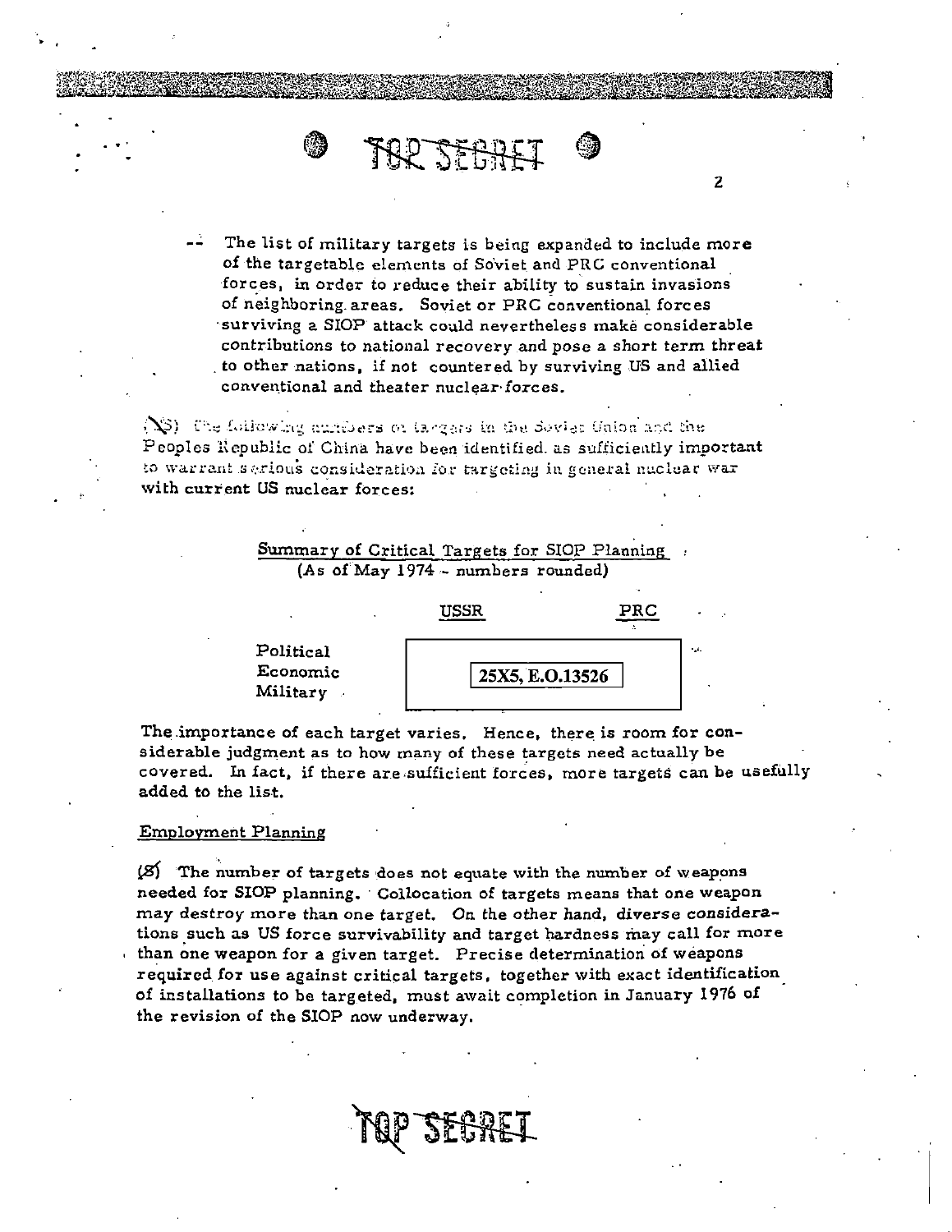TOP SECRET

-- The list of military targets is being expanded to include more of the targetable elements of Soviet and PRC conventional forces, in order to reduce their ability to sustain invasions of neighboring areas. Soviet or PRC conventional forces surviving a SIOP attack could nevertheless make considerable contributions to national recovery and pose a short term threat to other nations, if not countered by surviving US and allied conventional and theater nuclear forces.

(S) The following numbers of targets in the Soviet Union and the Peoples Republic of China have been identified as sufficiently important to warrant serious consideration for targeting in general nuclear war with current US nuclear forces:

Summary of Critical Targets for SIOP Planning
(As of May 1974 - numbers rounded)

| | USSR | PRC |
|---|---|---|
| Political | 25X5, E.O.13526 | |
| Economic | | |
| Military | | |

The importance of each target varies. Hence, there is room for considerable judgment as to how many of these targets need actually be covered. In fact, if there are sufficient forces, more targets can be usefully added to the list.

## Employment Planning

(S) The number of targets does not equate with the number of weapons needed for SIOP planning. Collocation of targets means that one weapon may destroy more than one target. On the other hand, diverse considerations such as US force survivability and target hardness may call for more than one weapon for a given target. Precise determination of weapons required for use against critical targets, together with exact identification of installations to be targeted, must await completion in January 1976 of the revision of the SIOP now underway.

TOP SECRET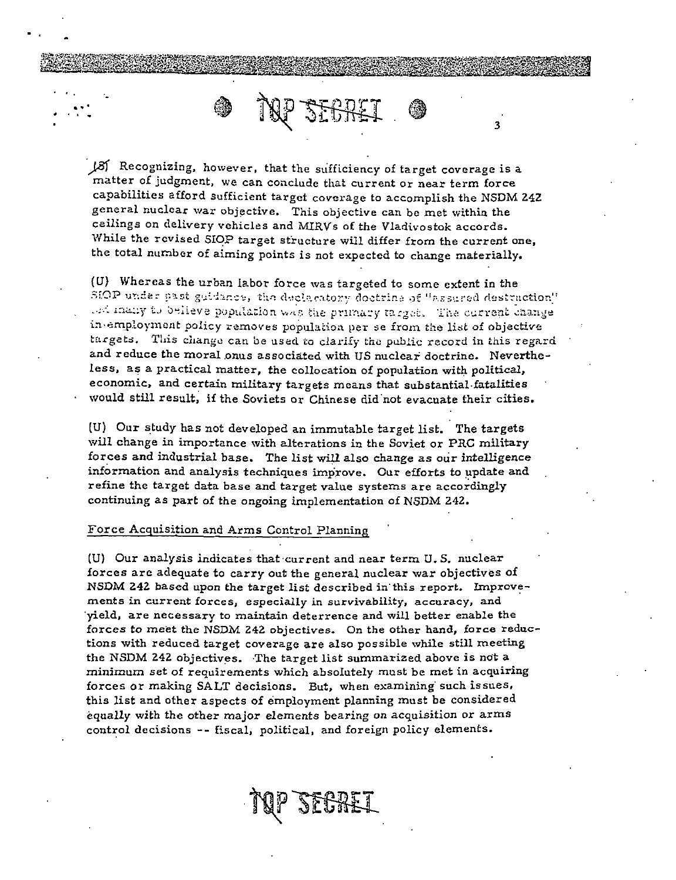TOP SECRET

(S) Recognizing, however, that the sufficiency of target coverage is a matter of judgment, we can conclude that current or near term force capabilities afford sufficient target coverage to accomplish the NSDM 242 general nuclear war objective. This objective can be met within the ceilings on delivery vehicles and MIRVs of the Vladivostok accords. While the revised SIOP target structure will differ from the current one, the total number of aiming points is not expected to change materially.

(U) Whereas the urban labor force was targeted to some extent in the SIOP under past guidance, the declaratory doctrine of "assured destruction" led many to believe population was the primary target. The current change in employment policy removes population per se from the list of objective targets. This change can be used to clarify the public record in this regard and reduce the moral onus associated with US nuclear doctrine. Nevertheless, as a practical matter, the collocation of population with political, economic, and certain military targets means that substantial fatalities would still result, if the Soviets or Chinese did not evacuate their cities.

(U) Our study has not developed an immutable target list. The targets will change in importance with alterations in the Soviet or PRC military forces and industrial base. The list will also change as our intelligence information and analysis techniques improve. Our efforts to update and refine the target data base and target value systems are accordingly continuing as part of the ongoing implementation of NSDM 242.

Force Acquisition and Arms Control Planning

(U) Our analysis indicates that current and near term U.S. nuclear forces are adequate to carry out the general nuclear war objectives of NSDM 242 based upon the target list described in this report. Improvements in current forces, especially in survivability, accuracy, and yield, are necessary to maintain deterrence and will better enable the forces to meet the NSDM 242 objectives. On the other hand, force reductions with reduced target coverage are also possible while still meeting the NSDM 242 objectives. The target list summarized above is not a minimum set of requirements which absolutely must be met in acquiring forces or making SALT decisions. But, when examining such issues, this list and other aspects of employment planning must be considered equally with the other major elements bearing on acquisition or arms control decisions -- fiscal, political, and foreign policy elements.

TOP SECRET